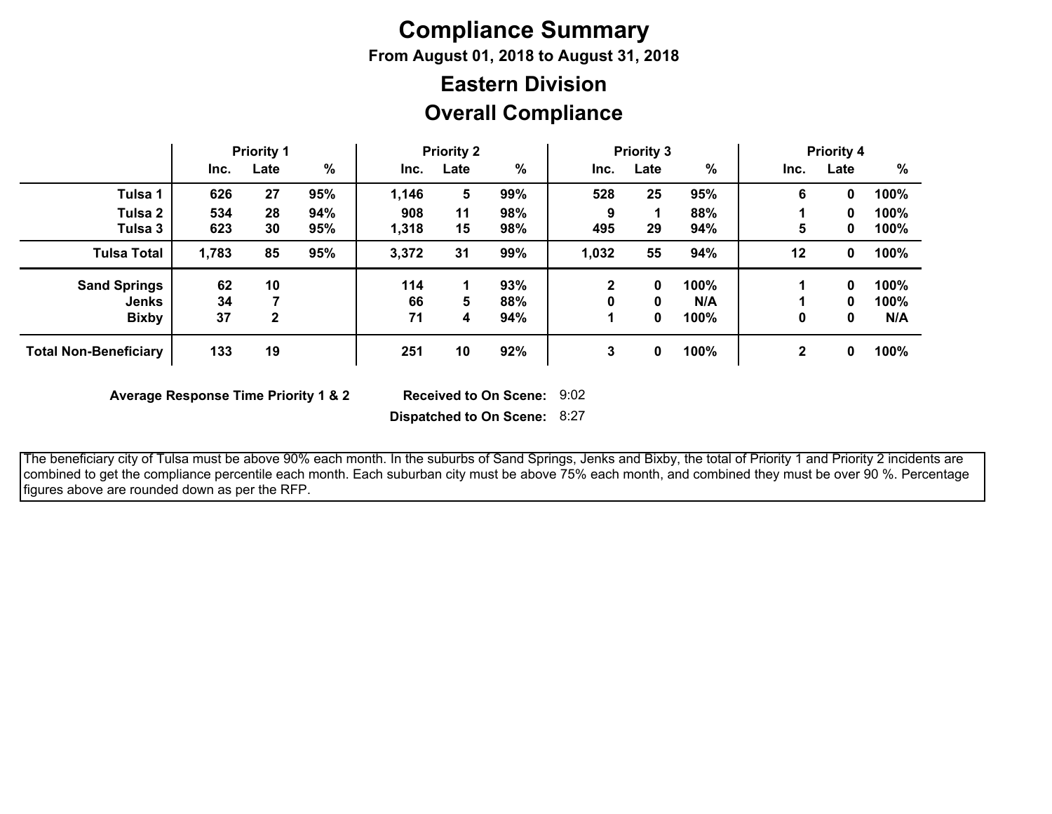# Compliance Summary

**From August 01, 2018 to August 31, 2018**

## Eastern Division

## Overall Compliance

| | Priority 1 | | | Priority 2 | | | Priority 3 | | | Priority 4 | | |
|---|---|---|---|---|---|---|---|---|---|---|---|---|
| | Inc. | Late | % | Inc. | Late | % | Inc. | Late | % | Inc. | Late | % |
| **Tulsa 1** | 626 | 27 | 95% | 1,146 | 5 | 99% | 528 | 25 | 95% | 6 | 0 | 100% |
| **Tulsa 2** | 534 | 28 | 94% | 908 | 11 | 98% | 9 | 1 | 88% | 1 | 0 | 100% |
| **Tulsa 3** | 623 | 30 | 95% | 1,318 | 15 | 98% | 495 | 29 | 94% | 5 | 0 | 100% |
| **Tulsa Total** | 1,783 | 85 | 95% | 3,372 | 31 | 99% | 1,032 | 55 | 94% | 12 | 0 | 100% |
| **Sand Springs** | 62 | 10 | | 114 | 1 | 93% | 2 | 0 | 100% | 1 | 0 | 100% |
| **Jenks** | 34 | 7 | | 66 | 5 | 88% | 0 | 0 | N/A | 1 | 0 | 100% |
| **Bixby** | 37 | 2 | | 71 | 4 | 94% | 1 | 0 | 100% | 0 | 0 | N/A |
| **Total Non-Beneficiary** | 133 | 19 | | 251 | 10 | 92% | 3 | 0 | 100% | 2 | 0 | 100% |

**Average Response Time Priority 1 & 2** **Received to On Scene:** 9:02

**Dispatched to On Scene:** 8:27

The beneficiary city of Tulsa must be above 90% each month. In the suburbs of Sand Springs, Jenks and Bixby, the total of Priority 1 and Priority 2 incidents are combined to get the compliance percentile each month. Each suburban city must be above 75% each month, and combined they must be over 90 %. Percentage figures above are rounded down as per the RFP.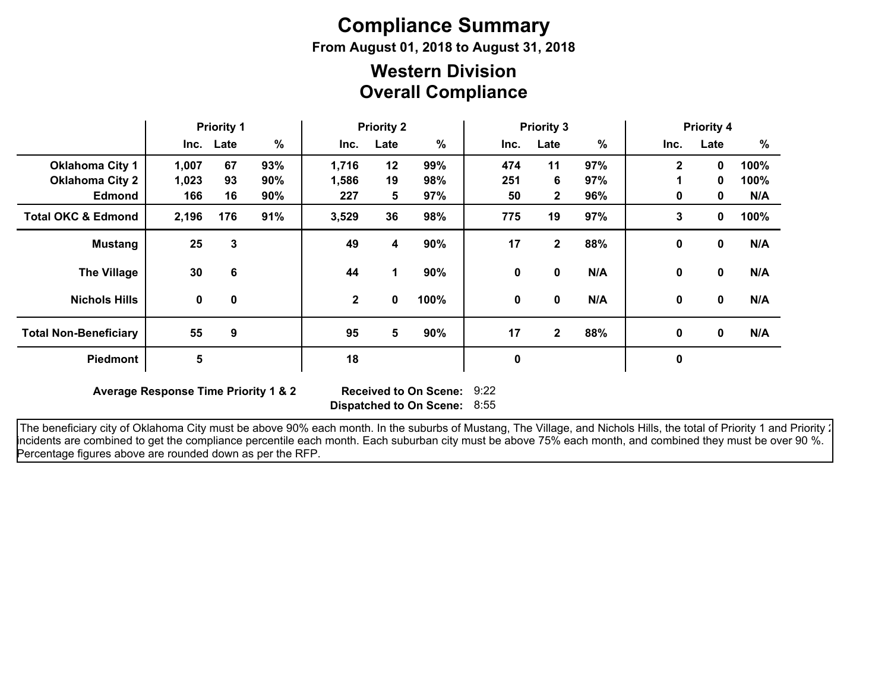# Compliance Summary

**From August 01, 2018 to August 31, 2018**

## Western Division
## Overall Compliance

| | Priority 1 | | | Priority 2 | | | Priority 3 | | | Priority 4 | | |
|---|---|---|---|---|---|---|---|---|---|---|---|---|
| | Inc. | Late | % | Inc. | Late | % | Inc. | Late | % | Inc. | Late | % |
| **Oklahoma City 1** | 1,007 | 67 | 93% | 1,716 | 12 | 99% | 474 | 11 | 97% | 2 | 0 | 100% |
| **Oklahoma City 2** | 1,023 | 93 | 90% | 1,586 | 19 | 98% | 251 | 6 | 97% | 1 | 0 | 100% |
| **Edmond** | 166 | 16 | 90% | 227 | 5 | 97% | 50 | 2 | 96% | 0 | 0 | N/A |
| **Total OKC & Edmond** | 2,196 | 176 | 91% | 3,529 | 36 | 98% | 775 | 19 | 97% | 3 | 0 | 100% |
| **Mustang** | 25 | 3 | | 49 | 4 | 90% | 17 | 2 | 88% | 0 | 0 | N/A |
| **The Village** | 30 | 6 | | 44 | 1 | 90% | 0 | 0 | N/A | 0 | 0 | N/A |
| **Nichols Hills** | 0 | 0 | | 2 | 0 | 100% | 0 | 0 | N/A | 0 | 0 | N/A |
| **Total Non-Beneficiary** | 55 | 9 | | 95 | 5 | 90% | 17 | 2 | 88% | 0 | 0 | N/A |
| **Piedmont** | 5 | | | 18 | | | 0 | | | 0 | | |

**Average Response Time Priority 1 & 2** **Received to On Scene:** 9:22
**Dispatched to On Scene:** 8:55

The beneficiary city of Oklahoma City must be above 90% each month. In the suburbs of Mustang, The Village, and Nichols Hills, the total of Priority 1 and Priority 2 incidents are combined to get the compliance percentile each month. Each suburban city must be above 75% each month, and combined they must be over 90 %. Percentage figures above are rounded down as per the RFP.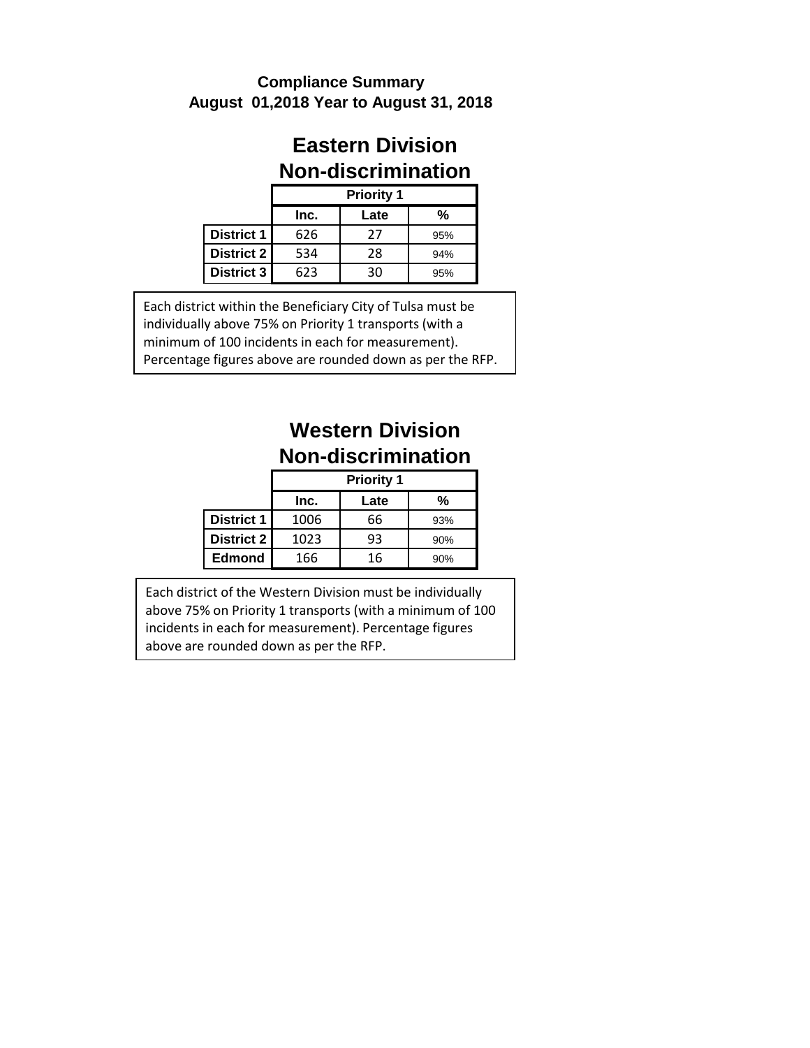**Compliance Summary**
**August 01,2018 Year to August 31, 2018**

## Eastern Division Non-discrimination

| | Priority 1 | | |
|---|---|---|---|
| | **Inc.** | **Late** | **%** |
| **District 1** | 626 | 27 | 95% |
| **District 2** | 534 | 28 | 94% |
| **District 3** | 623 | 30 | 95% |

Each district within the Beneficiary City of Tulsa must be individually above 75% on Priority 1 transports (with a minimum of 100 incidents in each for measurement). Percentage figures above are rounded down as per the RFP.

## Western Division Non-discrimination

| | Priority 1 | | |
|---|---|---|---|
| | **Inc.** | **Late** | **%** |
| **District 1** | 1006 | 66 | 93% |
| **District 2** | 1023 | 93 | 90% |
| **Edmond** | 166 | 16 | 90% |

Each district of the Western Division must be individually above 75% on Priority 1 transports (with a minimum of 100 incidents in each for measurement). Percentage figures above are rounded down as per the RFP.